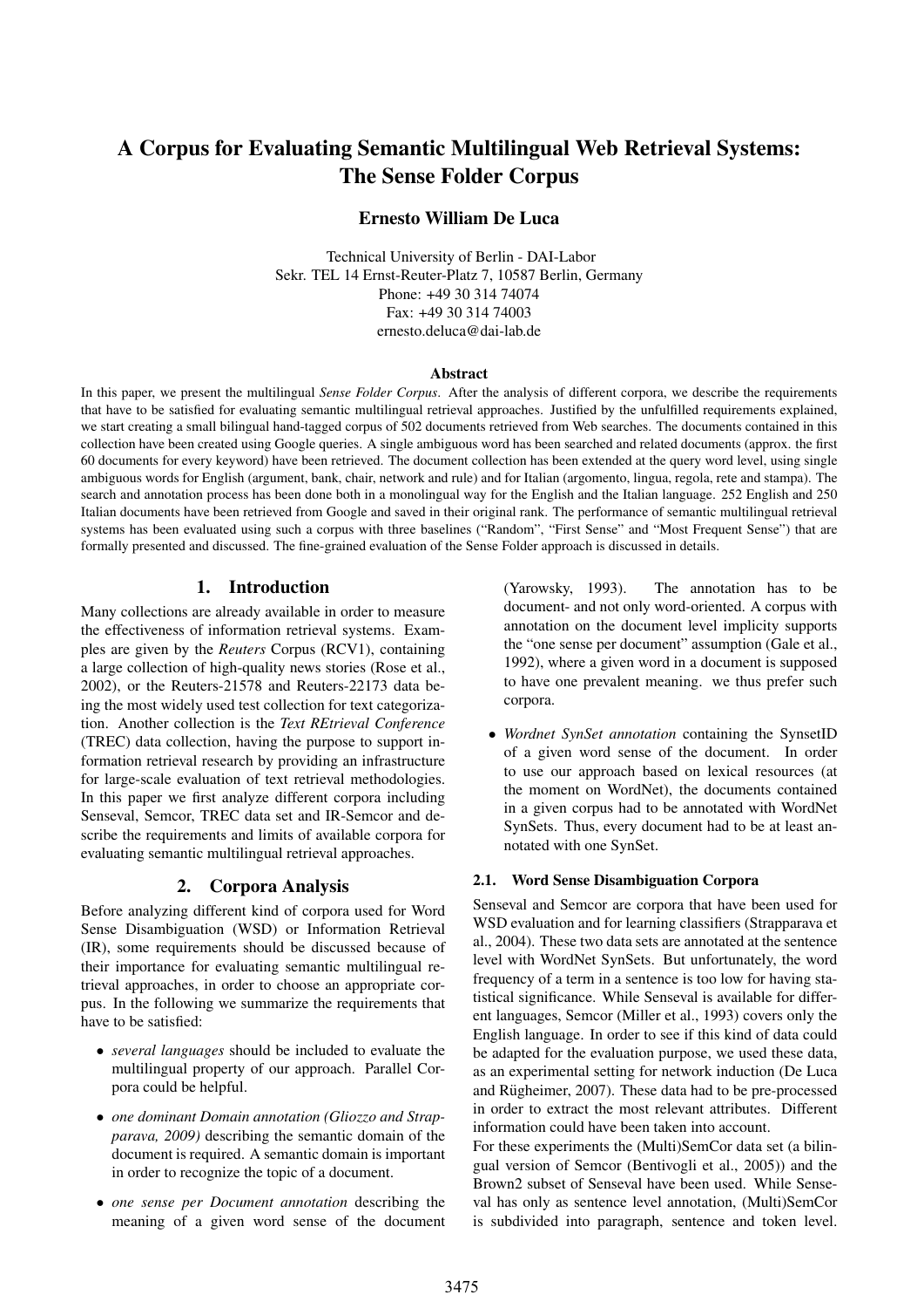# A Corpus for Evaluating Semantic Multilingual Web Retrieval Systems: The Sense Folder Corpus

**Ernesto William De Luca**

Technical University of Berlin - DAI-Labor
Sekr. TEL 14 Ernst-Reuter-Platz 7, 10587 Berlin, Germany
Phone: +49 30 314 74074
Fax: +49 30 314 74003
ernesto.deluca@dai-lab.de

### Abstract

In this paper, we present the multilingual *Sense Folder Corpus*. After the analysis of different corpora, we describe the requirements that have to be satisfied for evaluating semantic multilingual retrieval approaches. Justified by the unfulfilled requirements explained, we start creating a small bilingual hand-tagged corpus of 502 documents retrieved from Web searches. The documents contained in this collection have been created using Google queries. A single ambiguous word has been searched and related documents (approx. the first 60 documents for every keyword) have been retrieved. The document collection has been extended at the query word level, using single ambiguous words for English (argument, bank, chair, network and rule) and for Italian (argomento, lingua, regola, rete and stampa). The search and annotation process has been done both in a monolingual way for the English and the Italian language. 252 English and 250 Italian documents have been retrieved from Google and saved in their original rank. The performance of semantic multilingual retrieval systems has been evaluated using such a corpus with three baselines ("Random", "First Sense" and "Most Frequent Sense") that are formally presented and discussed. The fine-grained evaluation of the Sense Folder approach is discussed in details.

## 1. Introduction

Many collections are already available in order to measure the effectiveness of information retrieval systems. Examples are given by the *Reuters* Corpus (RCV1), containing a large collection of high-quality news stories (Rose et al., 2002), or the Reuters-21578 and Reuters-22173 data being the most widely used test collection for text categorization. Another collection is the *Text REtrieval Conference* (TREC) data collection, having the purpose to support information retrieval research by providing an infrastructure for large-scale evaluation of text retrieval methodologies. In this paper we first analyze different corpora including Senseval, Semcor, TREC data set and IR-Semcor and describe the requirements and limits of available corpora for evaluating semantic multilingual retrieval approaches.

## 2. Corpora Analysis

Before analyzing different kind of corpora used for Word Sense Disambiguation (WSD) or Information Retrieval (IR), some requirements should be discussed because of their importance for evaluating semantic multilingual retrieval approaches, in order to choose an appropriate corpus. In the following we summarize the requirements that have to be satisfied:

- *several languages* should be included to evaluate the multilingual property of our approach. Parallel Corpora could be helpful.
- *one dominant Domain annotation (Gliozzo and Strapparava, 2009)* describing the semantic domain of the document is required. A semantic domain is important in order to recognize the topic of a document.
- *one sense per Document annotation* describing the meaning of a given word sense of the document (Yarowsky, 1993). The annotation has to be document- and not only word-oriented. A corpus with annotation on the document level implicity supports the "one sense per document" assumption (Gale et al., 1992), where a given word in a document is supposed to have one prevalent meaning. we thus prefer such corpora.
- *Wordnet SynSet annotation* containing the SynsetID of a given word sense of the document. In order to use our approach based on lexical resources (at the moment on WordNet), the documents contained in a given corpus had to be annotated with WordNet SynSets. Thus, every document had to be at least annotated with one SynSet.

### 2.1. Word Sense Disambiguation Corpora

Senseval and Semcor are corpora that have been used for WSD evaluation and for learning classifiers (Strapparava et al., 2004). These two data sets are annotated at the sentence level with WordNet SynSets. But unfortunately, the word frequency of a term in a sentence is too low for having statistical significance. While Senseval is available for different languages, Semcor (Miller et al., 1993) covers only the English language. In order to see if this kind of data could be adapted for the evaluation purpose, we used these data, as an experimental setting for network induction (De Luca and Rügheimer, 2007). These data had to be pre-processed in order to extract the most relevant attributes. Different information could have been taken into account.

For these experiments the (Multi)SemCor data set (a bilingual version of Semcor (Bentivogli et al., 2005)) and the Brown2 subset of Senseval have been used. While Senseval has only as sentence level annotation, (Multi)SemCor is subdivided into paragraph, sentence and token level.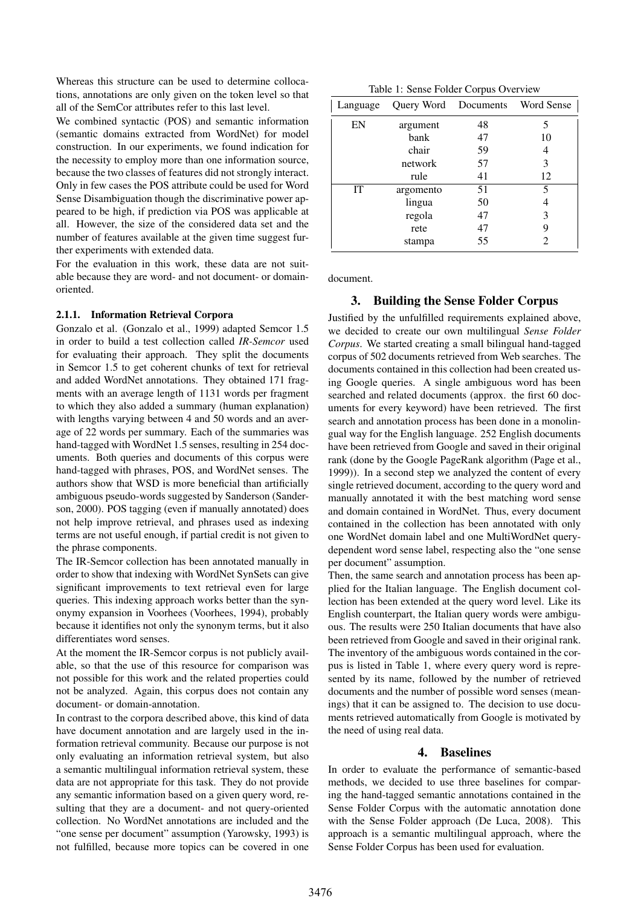Whereas this structure can be used to determine collocations, annotations are only given on the token level so that all of the SemCor attributes refer to this last level.

We combined syntactic (POS) and semantic information (semantic domains extracted from WordNet) for model construction. In our experiments, we found indication for the necessity to employ more than one information source, because the two classes of features did not strongly interact. Only in few cases the POS attribute could be used for Word Sense Disambiguation though the discriminative power appeared to be high, if prediction via POS was applicable at all. However, the size of the considered data set and the number of features available at the given time suggest further experiments with extended data.

For the evaluation in this work, these data are not suitable because they are word- and not document- or domain-oriented.

#### 2.1.1. Information Retrieval Corpora

Gonzalo et al. (Gonzalo et al., 1999) adapted Semcor 1.5 in order to build a test collection called *IR-Semcor* used for evaluating their approach. They split the documents in Semcor 1.5 to get coherent chunks of text for retrieval and added WordNet annotations. They obtained 171 fragments with an average length of 1131 words per fragment to which they also added a summary (human explanation) with lengths varying between 4 and 50 words and an average of 22 words per summary. Each of the summaries was hand-tagged with WordNet 1.5 senses, resulting in 254 documents. Both queries and documents of this corpus were hand-tagged with phrases, POS, and WordNet senses. The authors show that WSD is more beneficial than artificially ambiguous pseudo-words suggested by Sanderson (Sanderson, 2000). POS tagging (even if manually annotated) does not help improve retrieval, and phrases used as indexing terms are not useful enough, if partial credit is not given to the phrase components.

The IR-Semcor collection has been annotated manually in order to show that indexing with WordNet SynSets can give significant improvements to text retrieval even for large queries. This indexing approach works better than the synonymy expansion in Voorhees (Voorhees, 1994), probably because it identifies not only the synonym terms, but it also differentiates word senses.

At the moment the IR-Semcor corpus is not publicly available, so that the use of this resource for comparison was not possible for this work and the related properties could not be analyzed. Again, this corpus does not contain any document- or domain-annotation.

In contrast to the corpora described above, this kind of data have document annotation and are largely used in the information retrieval community. Because our purpose is not only evaluating an information retrieval system, but also a semantic multilingual information retrieval system, these data are not appropriate for this task. They do not provide any semantic information based on a given query word, resulting that they are a document- and not query-oriented collection. No WordNet annotations are included and the "one sense per document" assumption (Yarowsky, 1993) is not fulfilled, because more topics can be covered in one document.

Table 1: Sense Folder Corpus Overview

| Language | Query Word | Documents | Word Sense |
|---|---|---|---|
| EN | argument | 48 | 5 |
| | bank | 47 | 10 |
| | chair | 59 | 4 |
| | network | 57 | 3 |
| | rule | 41 | 12 |
| IT | argomento | 51 | 5 |
| | lingua | 50 | 4 |
| | regola | 47 | 3 |
| | rete | 47 | 9 |
| | stampa | 55 | 2 |

## 3. Building the Sense Folder Corpus

Justified by the unfulfilled requirements explained above, we decided to create our own multilingual *Sense Folder Corpus*. We started creating a small bilingual hand-tagged corpus of 502 documents retrieved from Web searches. The documents contained in this collection had been created using Google queries. A single ambiguous word has been searched and related documents (approx. the first 60 documents for every keyword) have been retrieved. The first search and annotation process has been done in a monolingual way for the English language. 252 English documents have been retrieved from Google and saved in their original rank (done by the Google PageRank algorithm (Page et al., 1999)). In a second step we analyzed the content of every single retrieved document, according to the query word and manually annotated it with the best matching word sense and domain contained in WordNet. Thus, every document contained in the collection has been annotated with only one WordNet domain label and one MultiWordNet query-dependent word sense label, respecting also the "one sense per document" assumption.

Then, the same search and annotation process has been applied for the Italian language. The English document collection has been extended at the query word level. Like its English counterpart, the Italian query words were ambiguous. The results were 250 Italian documents that have also been retrieved from Google and saved in their original rank. The inventory of the ambiguous words contained in the corpus is listed in Table 1, where every query word is represented by its name, followed by the number of retrieved documents and the number of possible word senses (meanings) that it can be assigned to. The decision to use documents retrieved automatically from Google is motivated by the need of using real data.

## 4. Baselines

In order to evaluate the performance of semantic-based methods, we decided to use three baselines for comparing the hand-tagged semantic annotations contained in the Sense Folder Corpus with the automatic annotation done with the Sense Folder approach (De Luca, 2008). This approach is a semantic multilingual approach, where the Sense Folder Corpus has been used for evaluation.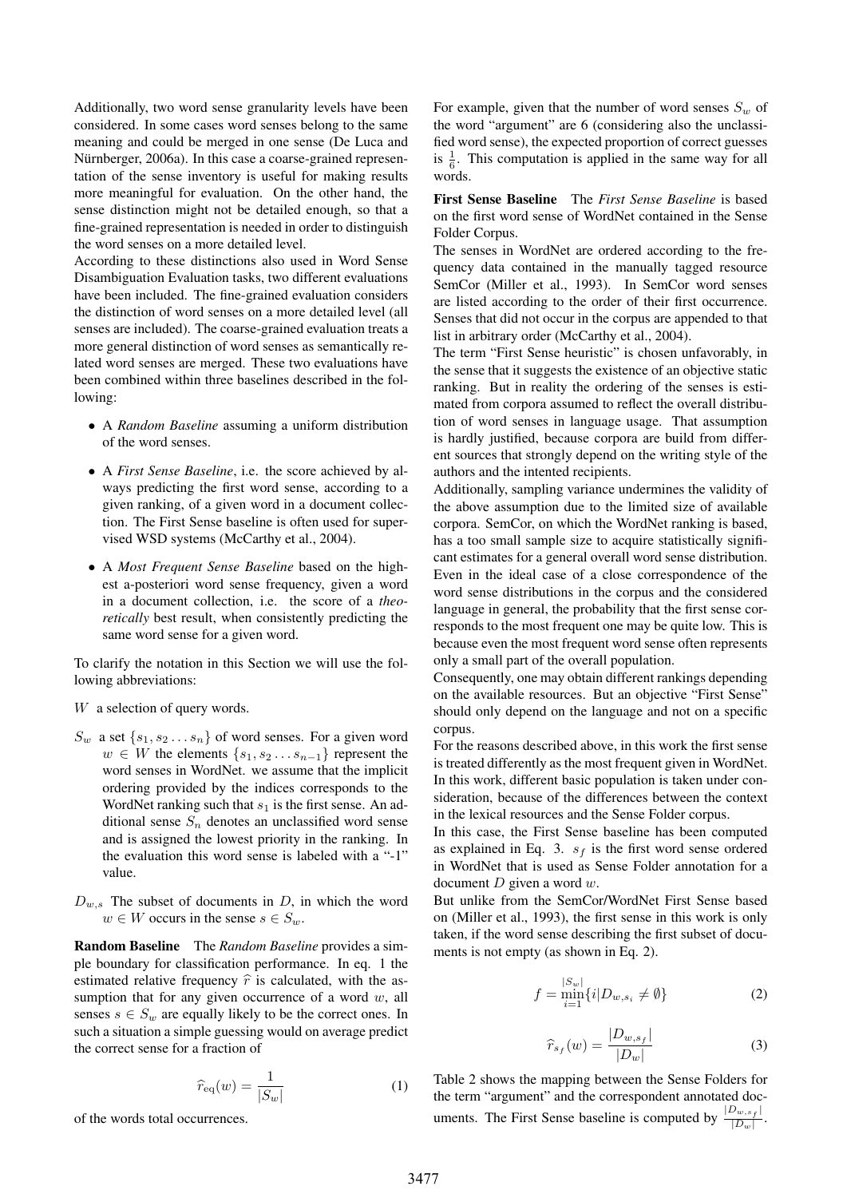Additionally, two word sense granularity levels have been considered. In some cases word senses belong to the same meaning and could be merged in one sense (De Luca and Nürnberger, 2006a). In this case a coarse-grained representation of the sense inventory is useful for making results more meaningful for evaluation. On the other hand, the sense distinction might not be detailed enough, so that a fine-grained representation is needed in order to distinguish the word senses on a more detailed level.

According to these distinctions also used in Word Sense Disambiguation Evaluation tasks, two different evaluations have been included. The fine-grained evaluation considers the distinction of word senses on a more detailed level (all senses are included). The coarse-grained evaluation treats a more general distinction of word senses as semantically related word senses are merged. These two evaluations have been combined within three baselines described in the following:

- A *Random Baseline* assuming a uniform distribution of the word senses.
- A *First Sense Baseline*, i.e. the score achieved by always predicting the first word sense, according to a given ranking, of a given word in a document collection. The First Sense baseline is often used for supervised WSD systems (McCarthy et al., 2004).
- A *Most Frequent Sense Baseline* based on the highest a-posteriori word sense frequency, given a word in a document collection, i.e. the score of a *theoretically* best result, when consistently predicting the same word sense for a given word.

To clarify the notation in this Section we will use the following abbreviations:

$W$ a selection of query words.

$S_w$ a set $\{s_1, s_2 \dots s_n\}$ of word senses. For a given word $w \in W$ the elements $\{s_1, s_2 \dots s_{n-1}\}$ represent the word senses in WordNet. we assume that the implicit ordering provided by the indices corresponds to the WordNet ranking such that $s_1$ is the first sense. An additional sense $S_n$ denotes an unclassified word sense and is assigned the lowest priority in the ranking. In the evaluation this word sense is labeled with a "-1" value.

$D_{w,s}$ The subset of documents in $D$, in which the word $w \in W$ occurs in the sense $s \in S_w$.

**Random Baseline** The *Random Baseline* provides a simple boundary for classification performance. In eq. 1 the estimated relative frequency $\widehat{r}$ is calculated, with the assumption that for any given occurrence of a word $w$, all senses $s \in S_w$ are equally likely to be the correct ones. In such a situation a simple guessing would on average predict the correct sense for a fraction of

$$\widehat{r}_{\text{eq}}(w) = \frac{1}{|S_w|} \tag{1}$$

of the words total occurrences.

For example, given that the number of word senses $S_w$ of the word "argument" are 6 (considering also the unclassified word sense), the expected proportion of correct guesses is $\frac{1}{6}$. This computation is applied in the same way for all words.

**First Sense Baseline** The *First Sense Baseline* is based on the first word sense of WordNet contained in the Sense Folder Corpus.

The senses in WordNet are ordered according to the frequency data contained in the manually tagged resource SemCor (Miller et al., 1993). In SemCor word senses are listed according to the order of their first occurrence. Senses that did not occur in the corpus are appended to that list in arbitrary order (McCarthy et al., 2004).

The term "First Sense heuristic" is chosen unfavorably, in the sense that it suggests the existence of an objective static ranking. But in reality the ordering of the senses is estimated from corpora assumed to reflect the overall distribution of word senses in language usage. That assumption is hardly justified, because corpora are build from different sources that strongly depend on the writing style of the authors and the intented recipients.

Additionally, sampling variance undermines the validity of the above assumption due to the limited size of available corpora. SemCor, on which the WordNet ranking is based, has a too small sample size to acquire statistically significant estimates for a general overall word sense distribution. Even in the ideal case of a close correspondence of the word sense distributions in the corpus and the considered language in general, the probability that the first sense corresponds to the most frequent one may be quite low. This is because even the most frequent word sense often represents only a small part of the overall population.

Consequently, one may obtain different rankings depending on the available resources. But an objective "First Sense" should only depend on the language and not on a specific corpus.

For the reasons described above, in this work the first sense is treated differently as the most frequent given in WordNet. In this work, different basic population is taken under consideration, because of the differences between the context in the lexical resources and the Sense Folder corpus.

In this case, the First Sense baseline has been computed as explained in Eq. 3. $s_f$ is the first word sense ordered in WordNet that is used as Sense Folder annotation for a document $D$ given a word $w$.

But unlike from the SemCor/WordNet First Sense based on (Miller et al., 1993), the first sense in this work is only taken, if the word sense describing the first subset of documents is not empty (as shown in Eq. 2).

$$f = \min_{i=1}^{|S_w|} \{i | D_{w,s_i} \neq \emptyset\} \tag{2}$$

$$\widehat{r}_{s_f}(w) = \frac{|D_{w,s_f}|}{|D_w|} \tag{3}$$

Table 2 shows the mapping between the Sense Folders for the term "argument" and the correspondent annotated documents. The First Sense baseline is computed by $\frac{|D_{w,s_f}|}{|D_w|}$.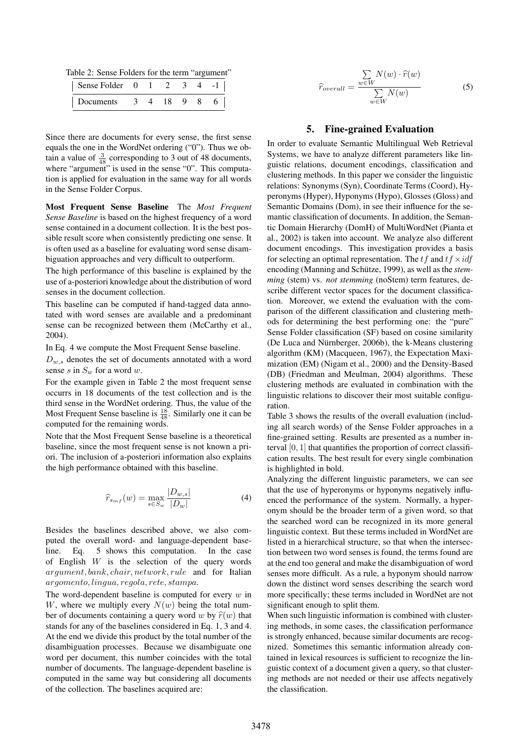Table 2: Sense Folders for the term "argument"

| Sense Folder | 0 | 1 | 2 | 3 | 4 | -1 |
|---|---|---|---|---|---|---|
| Documents | 3 | 4 | 18 | 9 | 8 | 6 |

Since there are documents for every sense, the first sense equals the one in the WordNet ordering ("0"). Thus we obtain a value of $\frac{3}{48}$ corresponding to 3 out of 48 documents, where "argument" is used in the sense "0". This computation is applied for evaluation in the same way for all words in the Sense Folder Corpus.

**Most Frequent Sense Baseline** The *Most Frequent Sense Baseline* is based on the highest frequency of a word sense contained in a document collection. It is the best possible result score when consistently predicting one sense. It is often used as a baseline for evaluating word sense disambiguation approaches and very difficult to outperform.

The high performance of this baseline is explained by the use of a-posteriori knowledge about the distribution of word senses in the document collection.

This baseline can be computed if hand-tagged data annotated with word senses are available and a predominant sense can be recognized between them (McCarthy et al., 2004).

In Eq. 4 we compute the Most Frequent Sense baseline.

$D_{w,s}$ denotes the set of documents annotated with a word sense $s$ in $S_w$ for a word $w$.

For the example given in Table 2 the most frequent sense occurrs in 18 documents of the test collection and is the third sense in the WordNet ordering. Thus, the value of the Most Frequent Sense baseline is $\frac{18}{48}$. Similarly one it can be computed for the remaining words.

Note that the Most Frequent Sense baseline is a theoretical baseline, since the most frequent sense is not known a priori. The inclusion of a-posteriori information also explains the high performance obtained with this baseline.

$$\widehat{r}_{s_{mf}}(w) = \max_{s \in S_w} \frac{|D_{w,s}|}{|D_w|} \quad (4)$$

Besides the baselines described above, we also computed the overall word- and language-dependent baseline. Eq. 5 shows this computation. In the case of English $W$ is the selection of the query words $argument, bank, chair, network, rule$ and for Italian $argomento, lingua, regola, rete, stampa$.

The word-dependent baseline is computed for every $w$ in $W$, where we multiply every $N(w)$ being the total number of documents containing a query word $w$ by $\widehat{r}(w)$ that stands for any of the baselines considered in Eq. 1, 3 and 4. At the end we divide this product by the total number of the disambiguation processes. Because we disambiguate one word per document, this number coincides with the total number of documents. The language-dependent baseline is computed in the same way but considering all documents of the collection. The baselines acquired are:

$$\widehat{r}_{overall} = \frac{\sum_{w \in W} N(w) \cdot \widehat{r}(w)}{\sum_{w \in W} N(w)} \quad (5)$$

## 5. Fine-grained Evaluation

In order to evaluate Semantic Multilingual Web Retrieval Systems, we have to analyze different parameters like linguistic relations, document encodings, classification and clustering methods. In this paper we consider the linguistic relations: Synonyms (Syn), Coordinate Terms (Coord), Hyperonyms (Hyper), Hyponyms (Hypo), Glosses (Gloss) and Semantic Domains (Dom), in see their influence for the semantic classification of documents. In addition, the Semantic Domain Hierarchy (DomH) of MultiWordNet (Pianta et al., 2002) is taken into account. We analyze also different document encodings. This investigation provides a basis for selecting an optimal representation. The $tf$ and $tf \times idf$ encoding (Manning and Schütze, 1999), as well as the *stemming* (stem) vs. *not stemming* (noStem) term features, describe different vector spaces for the document classification. Moreover, we extend the evaluation with the comparison of the different classification and clustering methods for determining the best performing one: the "pure" Sense Folder classification (SF) based on cosine similarity (De Luca and Nürnberger, 2006b), the k-Means clustering algorithm (KM) (Macqueen, 1967), the Expectation Maximization (EM) (Nigam et al., 2000) and the Density-Based (DB) (Friedman and Meulman, 2004) algorithms. These clustering methods are evaluated in combination with the linguistic relations to discover their most suitable configuration.

Table 3 shows the results of the overall evaluation (including all search words) of the Sense Folder approaches in a fine-grained setting. Results are presented as a number interval $[0, 1]$ that quantifies the proportion of correct classification results. The best result for every single combination is highlighted in bold.

Analyzing the different linguistic parameters, we can see that the use of hyperonyms or hyponyms negatively influenced the performance of the system. Normally, a hyperonym should be the broader term of a given word, so that the searched word can be recognized in its more general linguistic context. But these terms included in WordNet are listed in a hierarchical structure, so that when the intersection between two word senses is found, the terms found are at the end too general and make the disambiguation of word senses more difficult. As a rule, a hyponym should narrow down the distinct word senses describing the search word more specifically; these terms included in WordNet are not significant enough to split them.

When such linguistic information is combined with clustering methods, in some cases, the classification performance is strongly enhanced, because similar documents are recognized. Sometimes this semantic information already contained in lexical resources is sufficient to recognize the linguistic context of a document given a query, so that clustering methods are not needed or their use affects negatively the classification.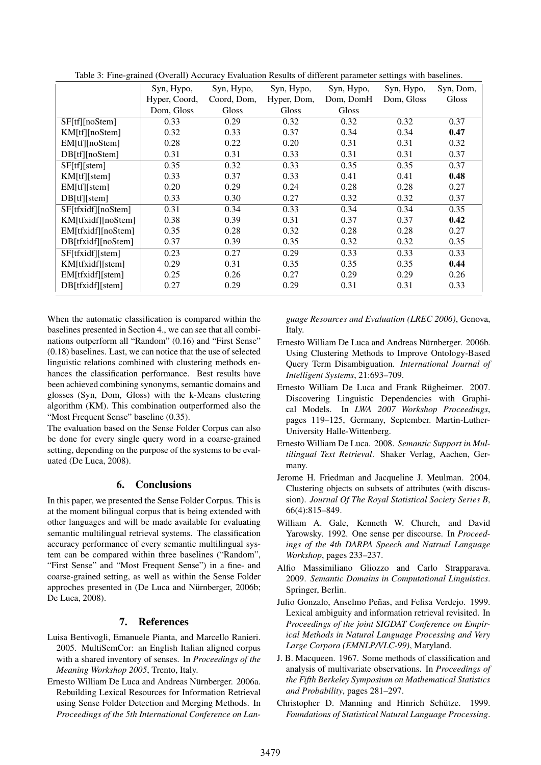Table 3: Fine-grained (Overall) Accuracy Evaluation Results of different parameter settings with baselines.

| | Syn, Hypo, Hyper, Coord, Dom, Gloss | Syn, Hypo, Coord, Dom, Gloss | Syn, Hypo, Hyper, Dom, Gloss | Syn, Hypo, Dom, DomH Gloss | Syn, Hypo, Dom, Gloss | Syn, Dom, Gloss |
|---|---|---|---|---|---|---|
| SF[tf][noStem] | 0.33 | 0.29 | 0.32 | 0.32 | 0.32 | 0.37 |
| KM[tf][noStem] | 0.32 | 0.33 | 0.37 | 0.34 | 0.34 | **0.47** |
| EM[tf][noStem] | 0.28 | 0.22 | 0.20 | 0.31 | 0.31 | 0.32 |
| DB[tf][noStem] | 0.31 | 0.31 | 0.33 | 0.31 | 0.31 | 0.37 |
| SF[tf][stem] | 0.35 | 0.32 | 0.33 | 0.35 | 0.35 | 0.37 |
| KM[tf][stem] | 0.33 | 0.37 | 0.33 | 0.41 | 0.41 | **0.48** |
| EM[tf][stem] | 0.20 | 0.29 | 0.24 | 0.28 | 0.28 | 0.27 |
| DB[tf][stem] | 0.33 | 0.30 | 0.27 | 0.32 | 0.32 | 0.37 |
| SF[tfxidf][noStem] | 0.31 | 0.34 | 0.33 | 0.34 | 0.34 | 0.35 |
| KM[tfxidf][noStem] | 0.38 | 0.39 | 0.31 | 0.37 | 0.37 | **0.42** |
| EM[tfxidf][noStem] | 0.35 | 0.28 | 0.32 | 0.28 | 0.28 | 0.27 |
| DB[tfxidf][noStem] | 0.37 | 0.39 | 0.35 | 0.32 | 0.32 | 0.35 |
| SF[tfxidf][stem] | 0.23 | 0.27 | 0.29 | 0.33 | 0.33 | 0.33 |
| KM[tfxidf][stem] | 0.29 | 0.31 | 0.35 | 0.35 | 0.35 | **0.44** |
| EM[tfxidf][stem] | 0.25 | 0.26 | 0.27 | 0.29 | 0.29 | 0.26 |
| DB[tfxidf][stem] | 0.27 | 0.29 | 0.29 | 0.31 | 0.31 | 0.33 |

When the automatic classification is compared within the baselines presented in Section 4., we can see that all combinations outperform all "Random" (0.16) and "First Sense" (0.18) baselines. Last, we can notice that the use of selected linguistic relations combined with clustering methods enhances the classification performance. Best results have been achieved combining synonyms, semantic domains and glosses (Syn, Dom, Gloss) with the k-Means clustering algorithm (KM). This combination outperformed also the "Most Frequent Sense" baseline (0.35).

The evaluation based on the Sense Folder Corpus can also be done for every single query word in a coarse-grained setting, depending on the purpose of the systems to be evaluated (De Luca, 2008).

## 6. Conclusions

In this paper, we presented the Sense Folder Corpus. This is at the moment bilingual corpus that is being extended with other languages and will be made available for evaluating semantic multilingual retrieval systems. The classification accuracy performance of every semantic multilingual system can be compared within three baselines ("Random", "First Sense" and "Most Frequent Sense") in a fine- and coarse-grained setting, as well as within the Sense Folder approches presented in (De Luca and Nürnberger, 2006b; De Luca, 2008).

## 7. References

Luisa Bentivogli, Emanuele Pianta, and Marcello Ranieri. 2005. MultiSemCor: an English Italian aligned corpus with a shared inventory of senses. In *Proceedings of the Meaning Workshop 2005*, Trento, Italy.

Ernesto William De Luca and Andreas Nürnberger. 2006a. Rebuilding Lexical Resources for Information Retrieval using Sense Folder Detection and Merging Methods. In *Proceedings of the 5th International Conference on Language Resources and Evaluation (LREC 2006)*, Genova, Italy.

Ernesto William De Luca and Andreas Nürnberger. 2006b. Using Clustering Methods to Improve Ontology-Based Query Term Disambiguation. *International Journal of Intelligent Systems*, 21:693–709.

Ernesto William De Luca and Frank Rügheimer. 2007. Discovering Linguistic Dependencies with Graphical Models. In *LWA 2007 Workshop Proceedings*, pages 119–125, Germany, September. Martin-Luther-University Halle-Wittenberg.

Ernesto William De Luca. 2008. *Semantic Support in Multilingual Text Retrieval*. Shaker Verlag, Aachen, Germany.

Jerome H. Friedman and Jacqueline J. Meulman. 2004. Clustering objects on subsets of attributes (with discussion). *Journal Of The Royal Statistical Society Series B*, 66(4):815–849.

William A. Gale, Kenneth W. Church, and David Yarowsky. 1992. One sense per discourse. In *Proceedings of the 4th DARPA Speech and Natrual Language Workshop*, pages 233–237.

Alfio Massimiliano Gliozzo and Carlo Strapparava. 2009. *Semantic Domains in Computational Linguistics*. Springer, Berlin.

Julio Gonzalo, Anselmo Peñas, and Felisa Verdejo. 1999. Lexical ambiguity and information retrieval revisited. In *Proceedings of the joint SIGDAT Conference on Empirical Methods in Natural Language Processing and Very Large Corpora (EMNLP/VLC-99)*, Maryland.

J. B. Macqueen. 1967. Some methods of classification and analysis of multivariate observations. In *Proceedings of the Fifth Berkeley Symposium on Mathematical Statistics and Probability*, pages 281–297.

Christopher D. Manning and Hinrich Schütze. 1999. *Foundations of Statistical Natural Language Processing*.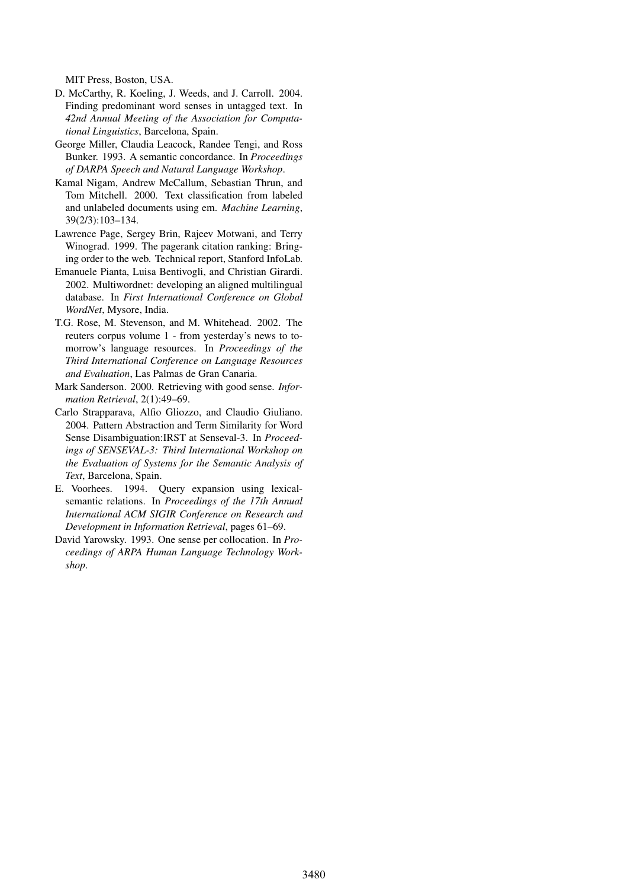MIT Press, Boston, USA.

D. McCarthy, R. Koeling, J. Weeds, and J. Carroll. 2004. Finding predominant word senses in untagged text. In *42nd Annual Meeting of the Association for Computational Linguistics*, Barcelona, Spain.

George Miller, Claudia Leacock, Randee Tengi, and Ross Bunker. 1993. A semantic concordance. In *Proceedings of DARPA Speech and Natural Language Workshop*.

Kamal Nigam, Andrew McCallum, Sebastian Thrun, and Tom Mitchell. 2000. Text classification from labeled and unlabeled documents using em. *Machine Learning*, 39(2/3):103–134.

Lawrence Page, Sergey Brin, Rajeev Motwani, and Terry Winograd. 1999. The pagerank citation ranking: Bringing order to the web. Technical report, Stanford InfoLab.

Emanuele Pianta, Luisa Bentivogli, and Christian Girardi. 2002. Multiwordnet: developing an aligned multilingual database. In *First International Conference on Global WordNet*, Mysore, India.

T.G. Rose, M. Stevenson, and M. Whitehead. 2002. The reuters corpus volume 1 - from yesterday's news to tomorrow's language resources. In *Proceedings of the Third International Conference on Language Resources and Evaluation*, Las Palmas de Gran Canaria.

Mark Sanderson. 2000. Retrieving with good sense. *Information Retrieval*, 2(1):49–69.

Carlo Strapparava, Alfio Gliozzo, and Claudio Giuliano. 2004. Pattern Abstraction and Term Similarity for Word Sense Disambiguation:IRST at Senseval-3. In *Proceedings of SENSEVAL-3: Third International Workshop on the Evaluation of Systems for the Semantic Analysis of Text*, Barcelona, Spain.

E. Voorhees. 1994. Query expansion using lexical-semantic relations. In *Proceedings of the 17th Annual International ACM SIGIR Conference on Research and Development in Information Retrieval*, pages 61–69.

David Yarowsky. 1993. One sense per collocation. In *Proceedings of ARPA Human Language Technology Workshop*.